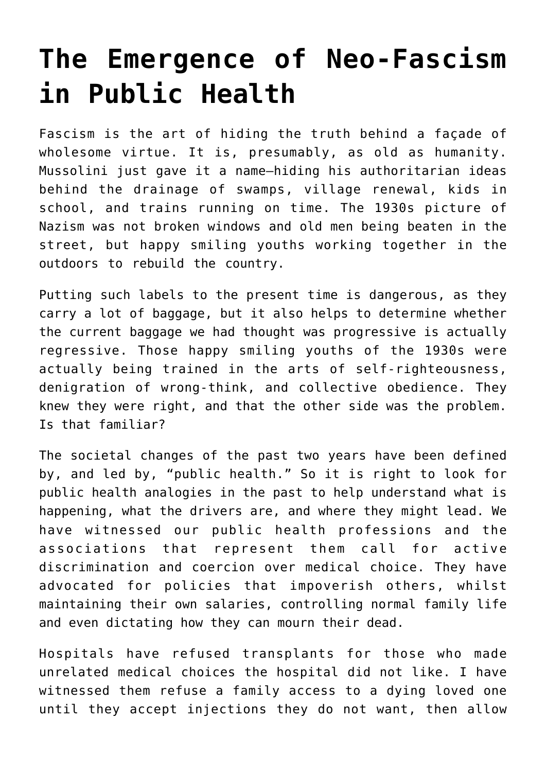# The Emergence of Neo-Fascism in Public Health

Fascism is the art of hiding the truth behind a façade of wholesome virtue. It is, presumably, as old as humanity. Mussolini just gave it a name—hiding his authoritarian ideas behind the drainage of swamps, village renewal, kids in school, and trains running on time. The 1930s picture of Nazism was not broken windows and old men being beaten in the street, but happy smiling youths working together in the outdoors to rebuild the country.

Putting such labels to the present time is dangerous, as they carry a lot of baggage, but it also helps to determine whether the current baggage we had thought was progressive is actually regressive. Those happy smiling youths of the 1930s were actually being trained in the arts of self-righteousness, denigration of wrong-think, and collective obedience. They knew they were right, and that the other side was the problem. Is that familiar?

The societal changes of the past two years have been defined by, and led by, "public health." So it is right to look for public health analogies in the past to help understand what is happening, what the drivers are, and where they might lead. We have witnessed our public health professions and the associations that represent them call for active discrimination and coercion over medical choice. They have advocated for policies that impoverish others, whilst maintaining their own salaries, controlling normal family life and even dictating how they can mourn their dead.

Hospitals have refused transplants for those who made unrelated medical choices the hospital did not like. I have witnessed them refuse a family access to a dying loved one until they accept injections they do not want, then allow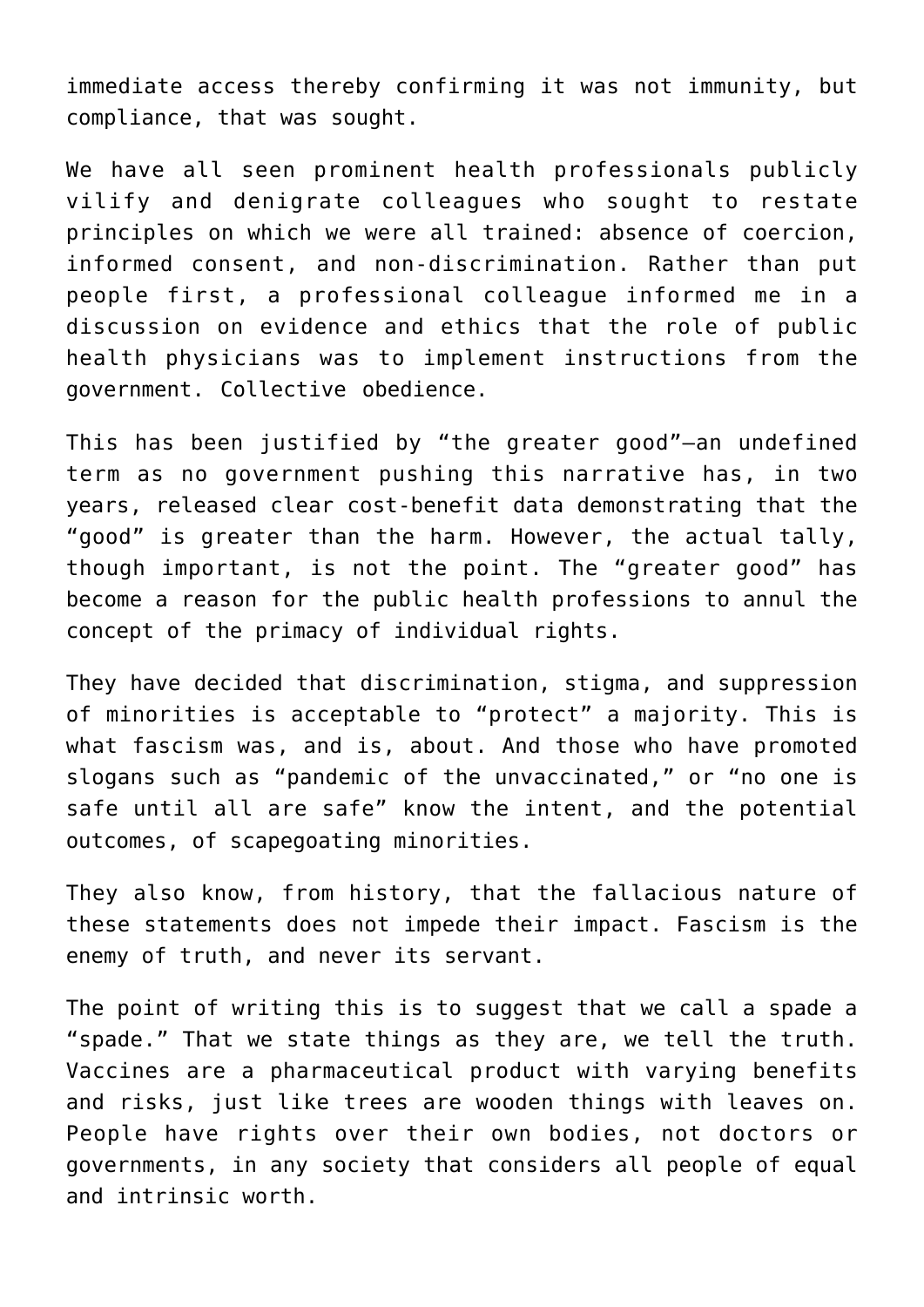immediate access thereby confirming it was not immunity, but compliance, that was sought.

We have all seen prominent health professionals publicly vilify and denigrate colleagues who sought to restate principles on which we were all trained: absence of coercion, informed consent, and non-discrimination. Rather than put people first, a professional colleague informed me in a discussion on evidence and ethics that the role of public health physicians was to implement instructions from the government. Collective obedience.

This has been justified by "the greater good"—an undefined term as no government pushing this narrative has, in two years, released clear cost-benefit data demonstrating that the "good" is greater than the harm. However, the actual tally, though important, is not the point. The "greater good" has become a reason for the public health professions to annul the concept of the primacy of individual rights.

They have decided that discrimination, stigma, and suppression of minorities is acceptable to "protect" a majority. This is what fascism was, and is, about. And those who have promoted slogans such as "pandemic of the unvaccinated," or "no one is safe until all are safe" know the intent, and the potential outcomes, of scapegoating minorities.

They also know, from history, that the fallacious nature of these statements does not impede their impact. Fascism is the enemy of truth, and never its servant.

The point of writing this is to suggest that we call a spade a "spade." That we state things as they are, we tell the truth. Vaccines are a pharmaceutical product with varying benefits and risks, just like trees are wooden things with leaves on. People have rights over their own bodies, not doctors or governments, in any society that considers all people of equal and intrinsic worth.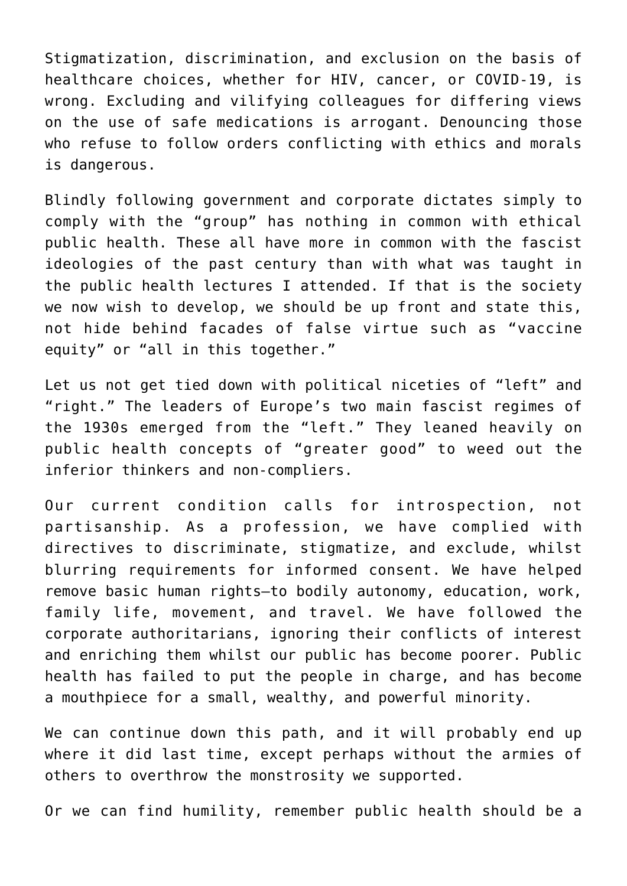Stigmatization, discrimination, and exclusion on the basis of healthcare choices, whether for HIV, cancer, or COVID-19, is wrong. Excluding and vilifying colleagues for differing views on the use of safe medications is arrogant. Denouncing those who refuse to follow orders conflicting with ethics and morals is dangerous.

Blindly following government and corporate dictates simply to comply with the "group" has nothing in common with ethical public health. These all have more in common with the fascist ideologies of the past century than with what was taught in the public health lectures I attended. If that is the society we now wish to develop, we should be up front and state this, not hide behind facades of false virtue such as "vaccine equity" or "all in this together."

Let us not get tied down with political niceties of "left" and "right." The leaders of Europe's two main fascist regimes of the 1930s emerged from the "left." They leaned heavily on public health concepts of "greater good" to weed out the inferior thinkers and non-compliers.

Our current condition calls for introspection, not partisanship. As a profession, we have complied with directives to discriminate, stigmatize, and exclude, whilst blurring requirements for informed consent. We have helped remove basic human rights—to bodily autonomy, education, work, family life, movement, and travel. We have followed the corporate authoritarians, ignoring their conflicts of interest and enriching them whilst our public has become poorer. Public health has failed to put the people in charge, and has become a mouthpiece for a small, wealthy, and powerful minority.

We can continue down this path, and it will probably end up where it did last time, except perhaps without the armies of others to overthrow the monstrosity we supported.

Or we can find humility, remember public health should be a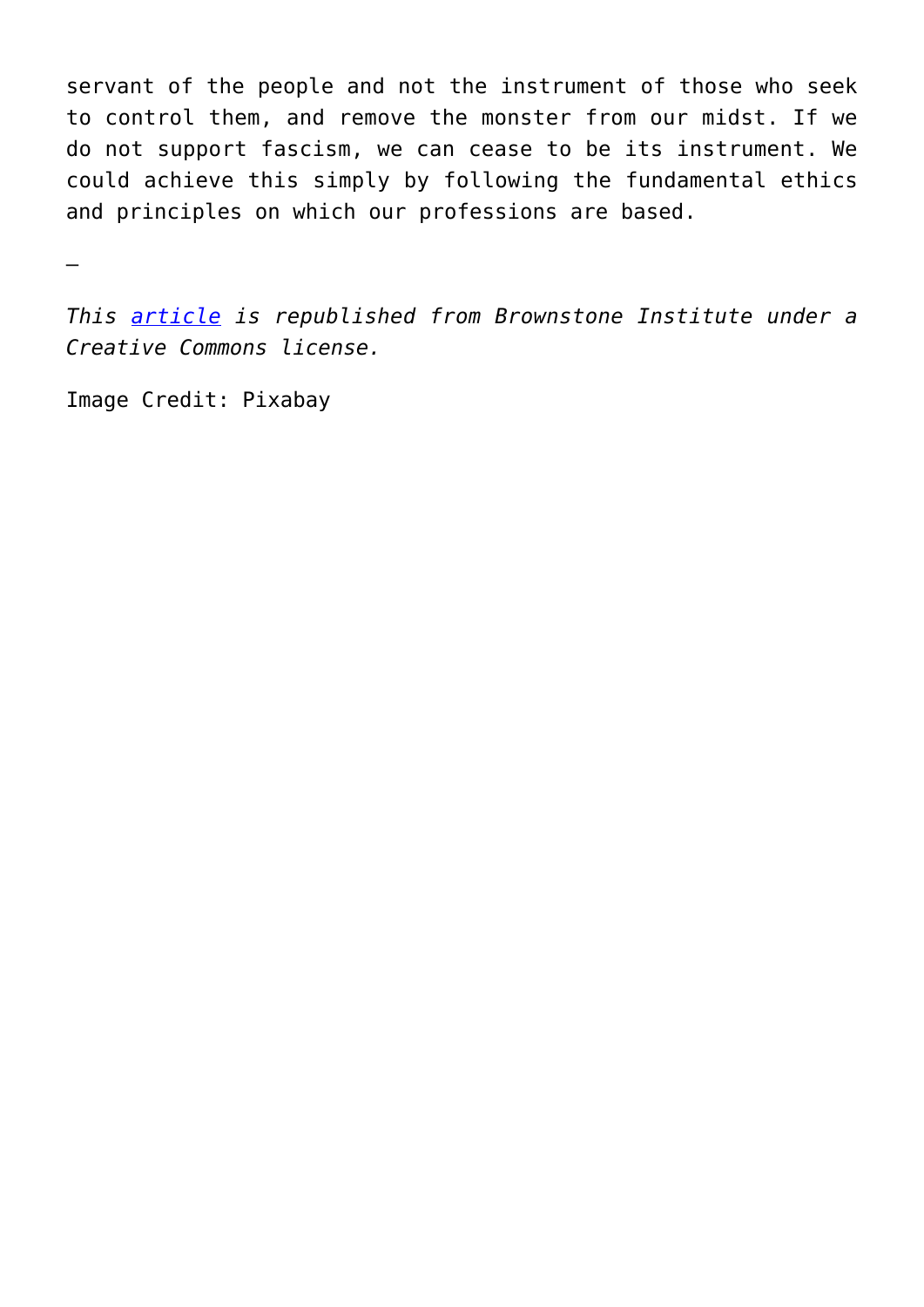servant of the people and not the instrument of those who seek to control them, and remove the monster from our midst. If we do not support fascism, we can cease to be its instrument. We could achieve this simply by following the fundamental ethics and principles on which our professions are based.

—

*This [article](article) is republished from Brownstone Institute under a Creative Commons license.*

Image Credit: Pixabay